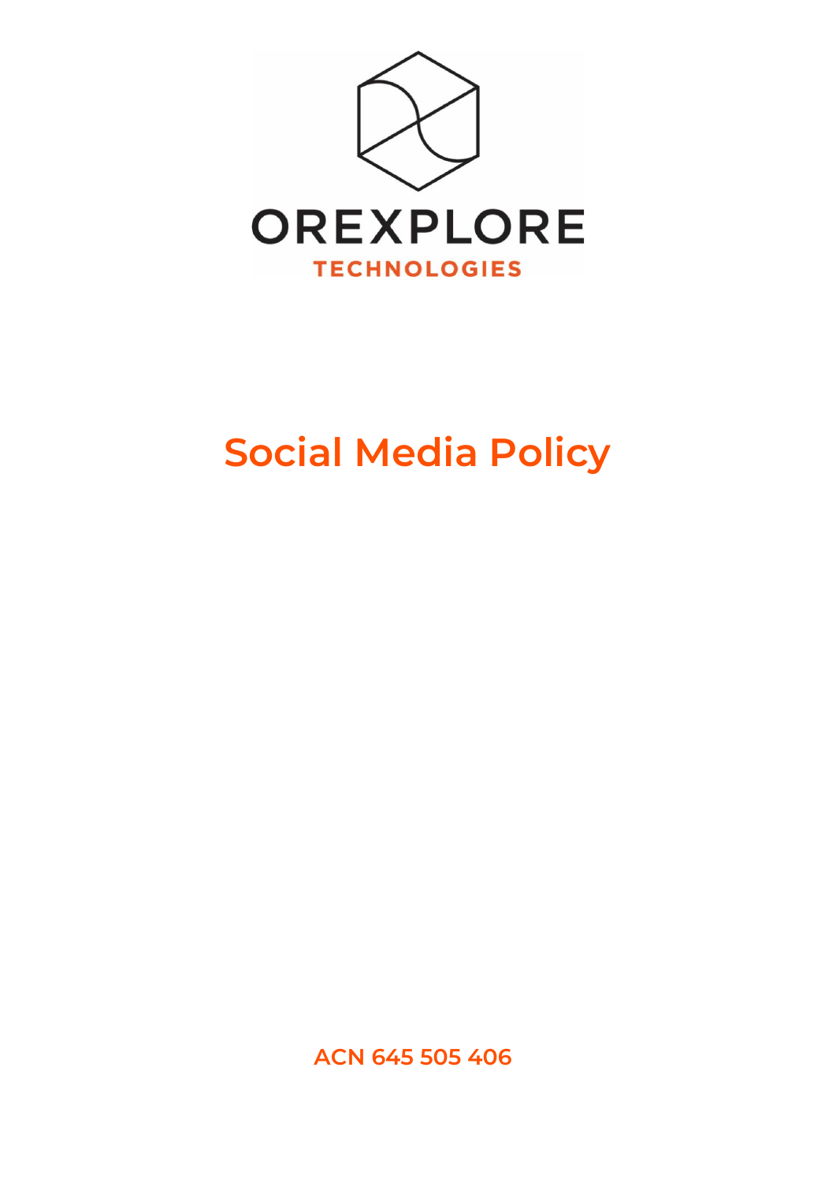OREXPLORE

TECHNOLOGIES

# Social Media Policy

**ACN 645 505 406**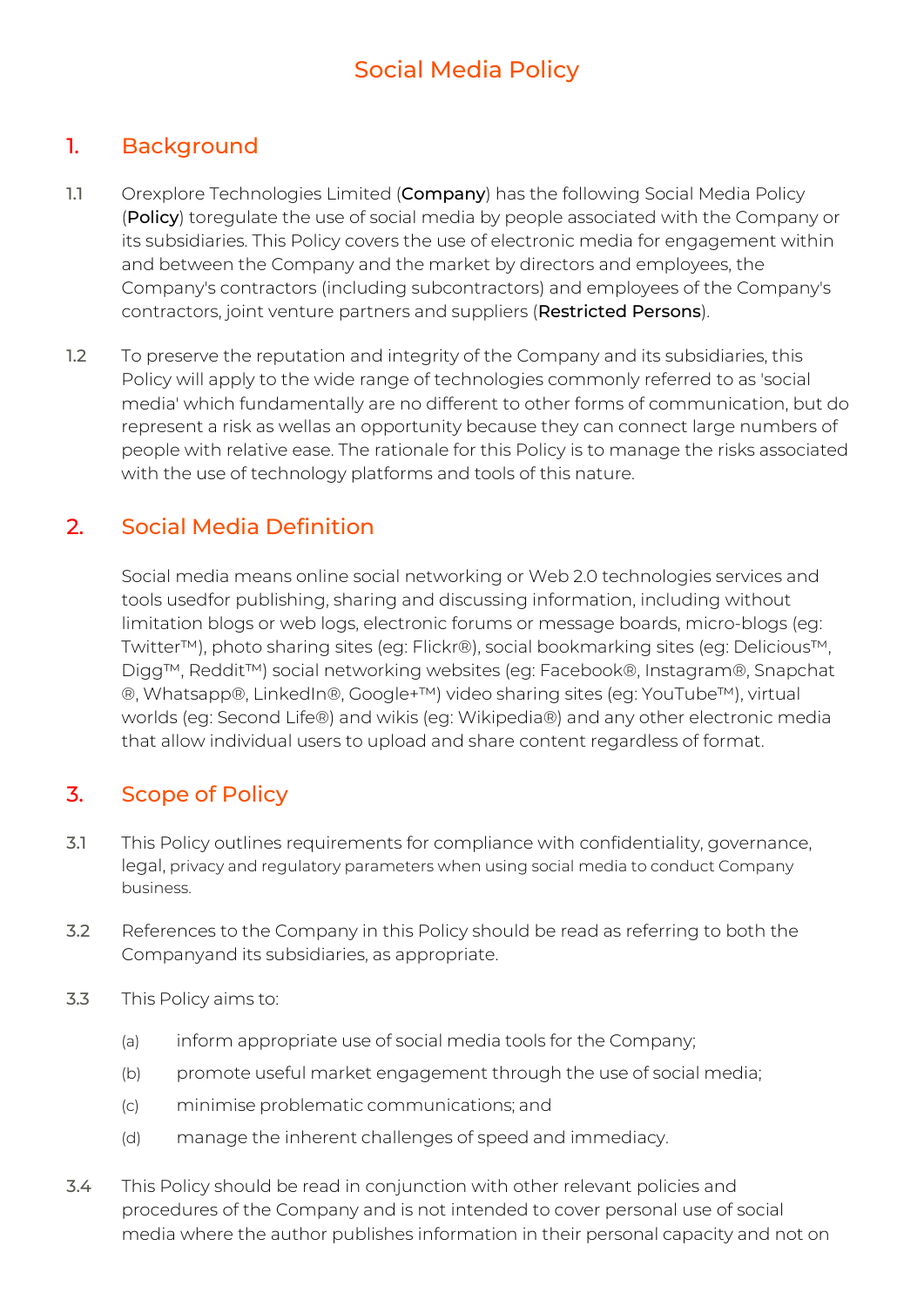# Social Media Policy

## 1. Background

1.1 Orexplore Technologies Limited (**Company**) has the following Social Media Policy (**Policy**) toregulate the use of social media by people associated with the Company or its subsidiaries. This Policy covers the use of electronic media for engagement within and between the Company and the market by directors and employees, the Company's contractors (including subcontractors) and employees of the Company's contractors, joint venture partners and suppliers (**Restricted Persons**).

1.2 To preserve the reputation and integrity of the Company and its subsidiaries, this Policy will apply to the wide range of technologies commonly referred to as 'social media' which fundamentally are no different to other forms of communication, but do represent a risk as wellas an opportunity because they can connect large numbers of people with relative ease. The rationale for this Policy is to manage the risks associated with the use of technology platforms and tools of this nature.

## 2. Social Media Definition

Social media means online social networking or Web 2.0 technologies services and tools usedfor publishing, sharing and discussing information, including without limitation blogs or web logs, electronic forums or message boards, micro-blogs (eg: Twitter™), photo sharing sites (eg: Flickr®), social bookmarking sites (eg: Delicious™, Digg™, Reddit™) social networking websites (eg: Facebook®, Instagram®, Snapchat ®, Whatsapp®, LinkedIn®, Google+™) video sharing sites (eg: YouTube™), virtual worlds (eg: Second Life®) and wikis (eg: Wikipedia®) and any other electronic media that allow individual users to upload and share content regardless of format.

## 3. Scope of Policy

3.1 This Policy outlines requirements for compliance with confidentiality, governance, legal, privacy and regulatory parameters when using social media to conduct Company business.

3.2 References to the Company in this Policy should be read as referring to both the Companyand its subsidiaries, as appropriate.

3.3 This Policy aims to:

(a) inform appropriate use of social media tools for the Company;

(b) promote useful market engagement through the use of social media;

(c) minimise problematic communications; and

(d) manage the inherent challenges of speed and immediacy.

3.4 This Policy should be read in conjunction with other relevant policies and procedures of the Company and is not intended to cover personal use of social media where the author publishes information in their personal capacity and not on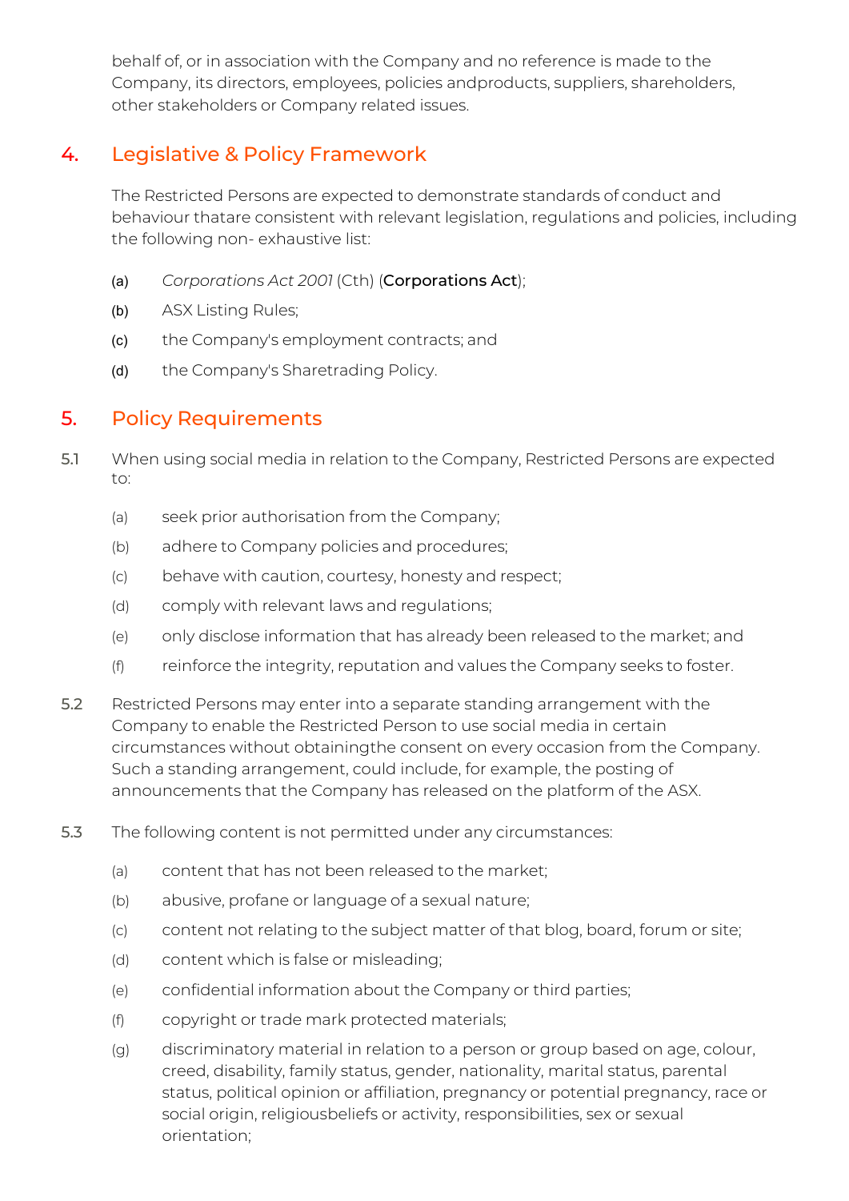behalf of, or in association with the Company and no reference is made to the Company, its directors, employees, policies andproducts, suppliers, shareholders, other stakeholders or Company related issues.

## 4. Legislative & Policy Framework

The Restricted Persons are expected to demonstrate standards of conduct and behaviour thatare consistent with relevant legislation, regulations and policies, including the following non- exhaustive list:

(a) *Corporations Act 2001* (Cth) (**Corporations Act**);

(b) ASX Listing Rules;

(c) the Company's employment contracts; and

(d) the Company's Sharetrading Policy.

## 5. Policy Requirements

5.1 When using social media in relation to the Company, Restricted Persons are expected to:

(a) seek prior authorisation from the Company;

(b) adhere to Company policies and procedures;

(c) behave with caution, courtesy, honesty and respect;

(d) comply with relevant laws and regulations;

(e) only disclose information that has already been released to the market; and

(f) reinforce the integrity, reputation and values the Company seeks to foster.

5.2 Restricted Persons may enter into a separate standing arrangement with the Company to enable the Restricted Person to use social media in certain circumstances without obtainingthe consent on every occasion from the Company. Such a standing arrangement, could include, for example, the posting of announcements that the Company has released on the platform of the ASX.

5.3 The following content is not permitted under any circumstances:

(a) content that has not been released to the market;

(b) abusive, profane or language of a sexual nature;

(c) content not relating to the subject matter of that blog, board, forum or site;

(d) content which is false or misleading;

(e) confidential information about the Company or third parties;

(f) copyright or trade mark protected materials;

(g) discriminatory material in relation to a person or group based on age, colour, creed, disability, family status, gender, nationality, marital status, parental status, political opinion or affiliation, pregnancy or potential pregnancy, race or social origin, religiousbeliefs or activity, responsibilities, sex or sexual orientation;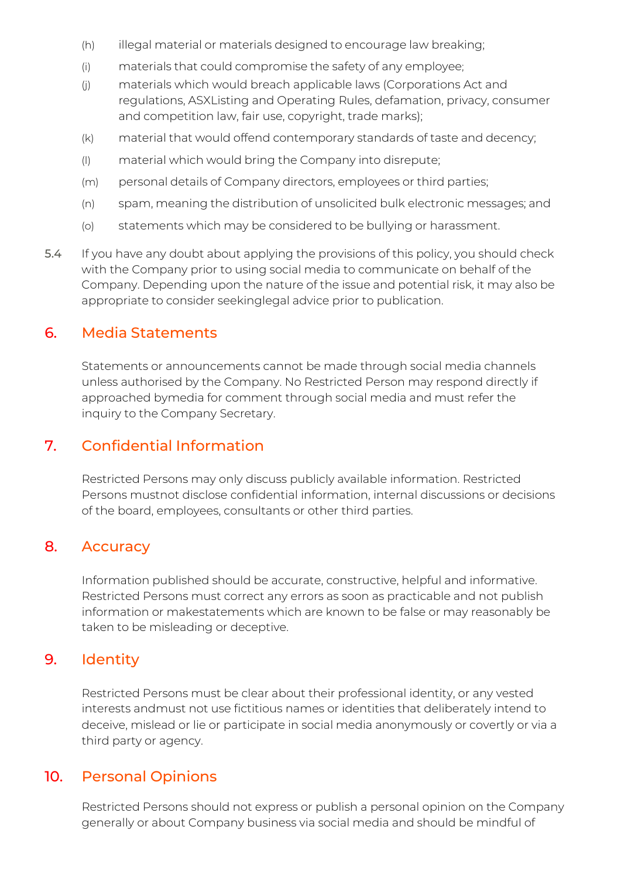(h) illegal material or materials designed to encourage law breaking;

(i) materials that could compromise the safety of any employee;

(j) materials which would breach applicable laws (Corporations Act and regulations, ASXListing and Operating Rules, defamation, privacy, consumer and competition law, fair use, copyright, trade marks);

(k) material that would offend contemporary standards of taste and decency;

(l) material which would bring the Company into disrepute;

(m) personal details of Company directors, employees or third parties;

(n) spam, meaning the distribution of unsolicited bulk electronic messages; and

(o) statements which may be considered to be bullying or harassment.

5.4 If you have any doubt about applying the provisions of this policy, you should check with the Company prior to using social media to communicate on behalf of the Company. Depending upon the nature of the issue and potential risk, it may also be appropriate to consider seekinglegal advice prior to publication.

## 6. Media Statements

Statements or announcements cannot be made through social media channels unless authorised by the Company. No Restricted Person may respond directly if approached bymedia for comment through social media and must refer the inquiry to the Company Secretary.

## 7. Confidential Information

Restricted Persons may only discuss publicly available information. Restricted Persons mustnot disclose confidential information, internal discussions or decisions of the board, employees, consultants or other third parties.

## 8. Accuracy

Information published should be accurate, constructive, helpful and informative. Restricted Persons must correct any errors as soon as practicable and not publish information or makestatements which are known to be false or may reasonably be taken to be misleading or deceptive.

## 9. Identity

Restricted Persons must be clear about their professional identity, or any vested interests andmust not use fictitious names or identities that deliberately intend to deceive, mislead or lie or participate in social media anonymously or covertly or via a third party or agency.

## 10. Personal Opinions

Restricted Persons should not express or publish a personal opinion on the Company generally or about Company business via social media and should be mindful of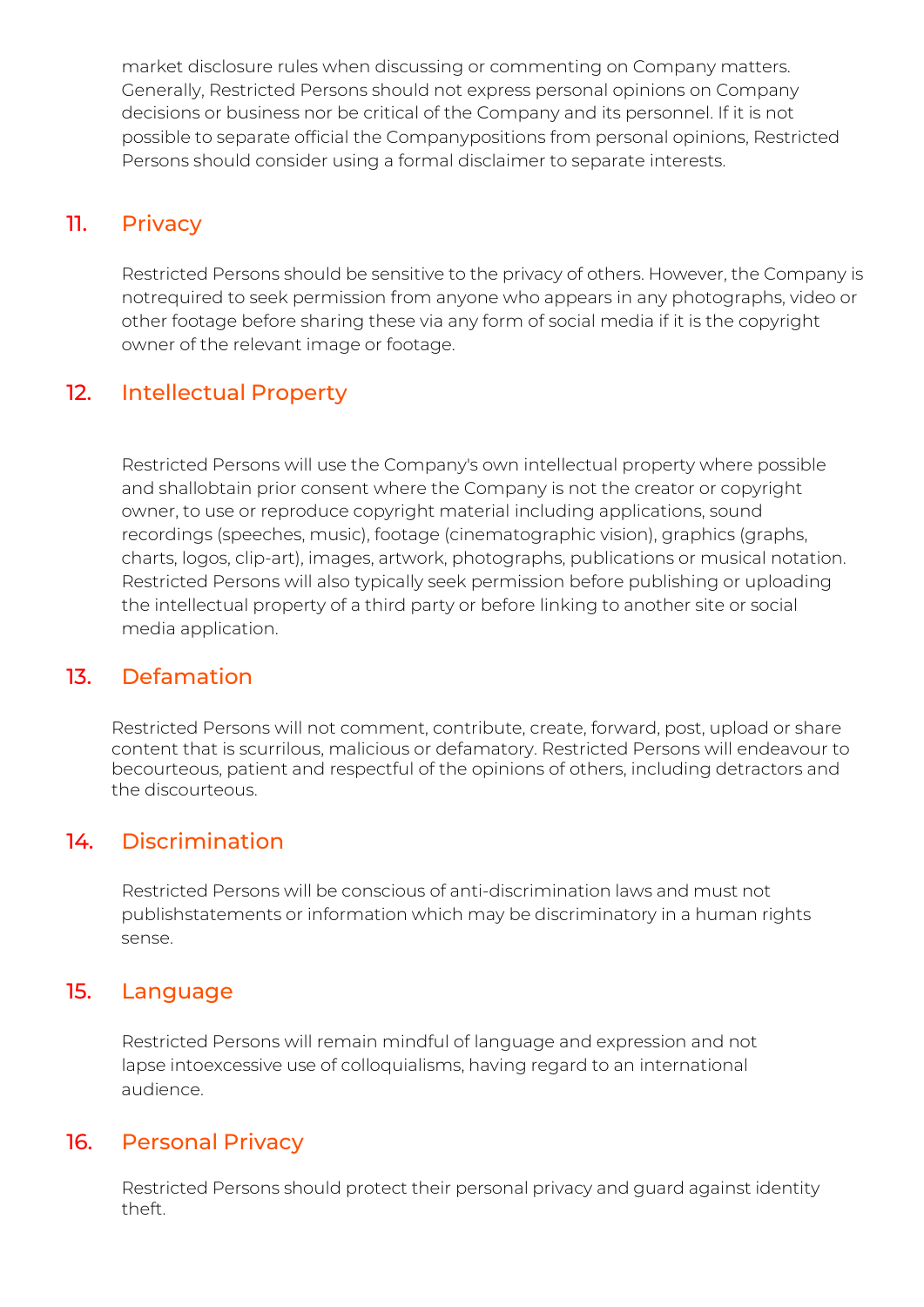market disclosure rules when discussing or commenting on Company matters. Generally, Restricted Persons should not express personal opinions on Company decisions or business nor be critical of the Company and its personnel. If it is not possible to separate official the Companypositions from personal opinions, Restricted Persons should consider using a formal disclaimer to separate interests.

## 11. Privacy

Restricted Persons should be sensitive to the privacy of others. However, the Company is notrequired to seek permission from anyone who appears in any photographs, video or other footage before sharing these via any form of social media if it is the copyright owner of the relevant image or footage.

## 12. Intellectual Property

Restricted Persons will use the Company's own intellectual property where possible and shallobtain prior consent where the Company is not the creator or copyright owner, to use or reproduce copyright material including applications, sound recordings (speeches, music), footage (cinematographic vision), graphics (graphs, charts, logos, clip-art), images, artwork, photographs, publications or musical notation. Restricted Persons will also typically seek permission before publishing or uploading the intellectual property of a third party or before linking to another site or social media application.

## 13. Defamation

Restricted Persons will not comment, contribute, create, forward, post, upload or share content that is scurrilous, malicious or defamatory. Restricted Persons will endeavour to becourteous, patient and respectful of the opinions of others, including detractors and the discourteous.

## 14. Discrimination

Restricted Persons will be conscious of anti-discrimination laws and must not publishstatements or information which may be discriminatory in a human rights sense.

## 15. Language

Restricted Persons will remain mindful of language and expression and not lapse intoexcessive use of colloquialisms, having regard to an international audience.

## 16. Personal Privacy

Restricted Persons should protect their personal privacy and guard against identity theft.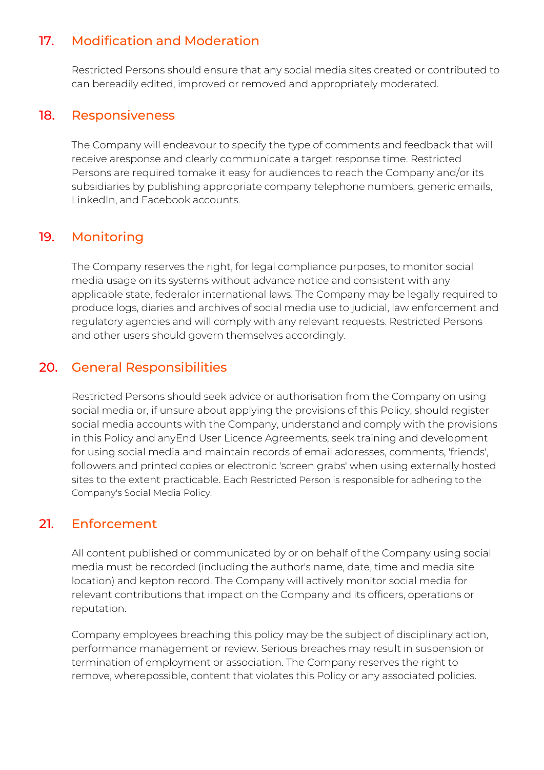## 17. Modification and Moderation

Restricted Persons should ensure that any social media sites created or contributed to can bereadily edited, improved or removed and appropriately moderated.

## 18. Responsiveness

The Company will endeavour to specify the type of comments and feedback that will receive aresponse and clearly communicate a target response time. Restricted Persons are required tomake it easy for audiences to reach the Company and/or its subsidiaries by publishing appropriate company telephone numbers, generic emails, LinkedIn, and Facebook accounts.

## 19. Monitoring

The Company reserves the right, for legal compliance purposes, to monitor social media usage on its systems without advance notice and consistent with any applicable state, federalor international laws. The Company may be legally required to produce logs, diaries and archives of social media use to judicial, law enforcement and regulatory agencies and will comply with any relevant requests. Restricted Persons and other users should govern themselves accordingly.

## 20. General Responsibilities

Restricted Persons should seek advice or authorisation from the Company on using social media or, if unsure about applying the provisions of this Policy, should register social media accounts with the Company, understand and comply with the provisions in this Policy and anyEnd User Licence Agreements, seek training and development for using social media and maintain records of email addresses, comments, 'friends', followers and printed copies or electronic 'screen grabs' when using externally hosted sites to the extent practicable. Each Restricted Person is responsible for adhering to the Company's Social Media Policy.

## 21. Enforcement

All content published or communicated by or on behalf of the Company using social media must be recorded (including the author's name, date, time and media site location) and kepton record. The Company will actively monitor social media for relevant contributions that impact on the Company and its officers, operations or reputation.

Company employees breaching this policy may be the subject of disciplinary action, performance management or review. Serious breaches may result in suspension or termination of employment or association. The Company reserves the right to remove, wherepossible, content that violates this Policy or any associated policies.